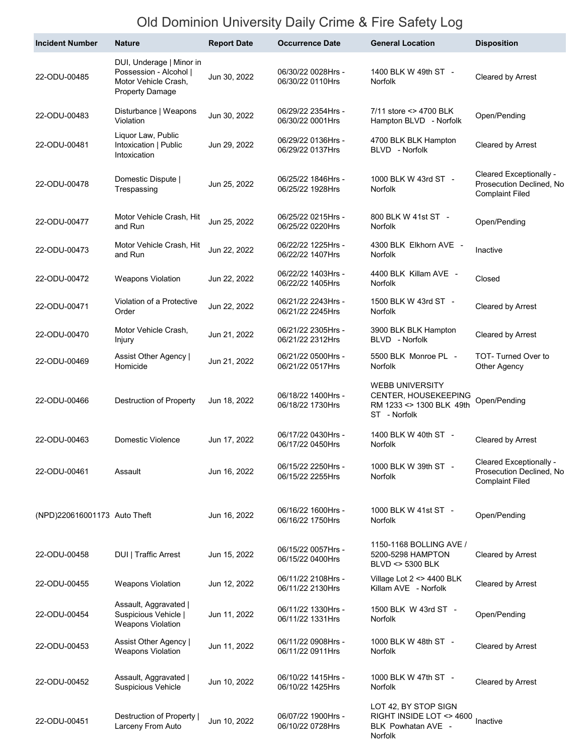# Old Dominion University Daily Crime & Fire Safety Log

| Incident Number | Nature | Report Date | Occurrence Date | General Location | Disposition |
|---|---|---|---|---|---|
| 22-ODU-00485 | DUI, Underage \| Minor in Possession - Alcohol \| Motor Vehicle Crash, Property Damage | Jun 30, 2022 | 06/30/22 0028Hrs - 06/30/22 0110Hrs | 1400 BLK W 49th ST - Norfolk | Cleared by Arrest |
| 22-ODU-00483 | Disturbance \| Weapons Violation | Jun 30, 2022 | 06/29/22 2354Hrs - 06/30/22 0001Hrs | 7/11 store <> 4700 BLK Hampton BLVD - Norfolk | Open/Pending |
| 22-ODU-00481 | Liquor Law, Public Intoxication \| Public Intoxication | Jun 29, 2022 | 06/29/22 0136Hrs - 06/29/22 0137Hrs | 4700 BLK BLK Hampton BLVD - Norfolk | Cleared by Arrest |
| 22-ODU-00478 | Domestic Dispute \| Trespassing | Jun 25, 2022 | 06/25/22 1846Hrs - 06/25/22 1928Hrs | 1000 BLK W 43rd ST - Norfolk | Cleared Exceptionally - Prosecution Declined, No Complaint Filed |
| 22-ODU-00477 | Motor Vehicle Crash, Hit and Run | Jun 25, 2022 | 06/25/22 0215Hrs - 06/25/22 0220Hrs | 800 BLK W 41st ST - Norfolk | Open/Pending |
| 22-ODU-00473 | Motor Vehicle Crash, Hit and Run | Jun 22, 2022 | 06/22/22 1225Hrs - 06/22/22 1407Hrs | 4300 BLK Elkhorn AVE - Norfolk | Inactive |
| 22-ODU-00472 | Weapons Violation | Jun 22, 2022 | 06/22/22 1403Hrs - 06/22/22 1405Hrs | 4400 BLK Killam AVE - Norfolk | Closed |
| 22-ODU-00471 | Violation of a Protective Order | Jun 22, 2022 | 06/21/22 2243Hrs - 06/21/22 2245Hrs | 1500 BLK W 43rd ST - Norfolk | Cleared by Arrest |
| 22-ODU-00470 | Motor Vehicle Crash, Injury | Jun 21, 2022 | 06/21/22 2305Hrs - 06/21/22 2312Hrs | 3900 BLK BLK Hampton BLVD - Norfolk | Cleared by Arrest |
| 22-ODU-00469 | Assist Other Agency \| Homicide | Jun 21, 2022 | 06/21/22 0500Hrs - 06/21/22 0517Hrs | 5500 BLK Monroe PL - Norfolk | TOT- Turned Over to Other Agency |
| 22-ODU-00466 | Destruction of Property | Jun 18, 2022 | 06/18/22 1400Hrs - 06/18/22 1730Hrs | WEBB UNIVERSITY CENTER, HOUSEKEEPING RM 1233 <> 1300 BLK 49th ST - Norfolk | Open/Pending |
| 22-ODU-00463 | Domestic Violence | Jun 17, 2022 | 06/17/22 0430Hrs - 06/17/22 0450Hrs | 1400 BLK W 40th ST - Norfolk | Cleared by Arrest |
| 22-ODU-00461 | Assault | Jun 16, 2022 | 06/15/22 2250Hrs - 06/15/22 2255Hrs | 1000 BLK W 39th ST - Norfolk | Cleared Exceptionally - Prosecution Declined, No Complaint Filed |
| (NPD)220616001173 | Auto Theft | Jun 16, 2022 | 06/16/22 1600Hrs - 06/16/22 1750Hrs | 1000 BLK W 41st ST - Norfolk | Open/Pending |
| 22-ODU-00458 | DUI \| Traffic Arrest | Jun 15, 2022 | 06/15/22 0057Hrs - 06/15/22 0400Hrs | 1150-1168 BOLLING AVE / 5200-5298 HAMPTON BLVD <> 5300 BLK | Cleared by Arrest |
| 22-ODU-00455 | Weapons Violation | Jun 12, 2022 | 06/11/22 2108Hrs - 06/11/22 2130Hrs | Village Lot 2 <> 4400 BLK Killam AVE - Norfolk | Cleared by Arrest |
| 22-ODU-00454 | Assault, Aggravated \| Suspicious Vehicle \| Weapons Violation | Jun 11, 2022 | 06/11/22 1330Hrs - 06/11/22 1331Hrs | 1500 BLK W 43rd ST - Norfolk | Open/Pending |
| 22-ODU-00453 | Assist Other Agency \| Weapons Violation | Jun 11, 2022 | 06/11/22 0908Hrs - 06/11/22 0911Hrs | 1000 BLK W 48th ST - Norfolk | Cleared by Arrest |
| 22-ODU-00452 | Assault, Aggravated \| Suspicious Vehicle | Jun 10, 2022 | 06/10/22 1415Hrs - 06/10/22 1425Hrs | 1000 BLK W 47th ST - Norfolk | Cleared by Arrest |
| 22-ODU-00451 | Destruction of Property \| Larceny From Auto | Jun 10, 2022 | 06/07/22 1900Hrs - 06/10/22 0728Hrs | LOT 42, BY STOP SIGN RIGHT INSIDE LOT <> 4600 BLK Powhatan AVE - Norfolk | Inactive |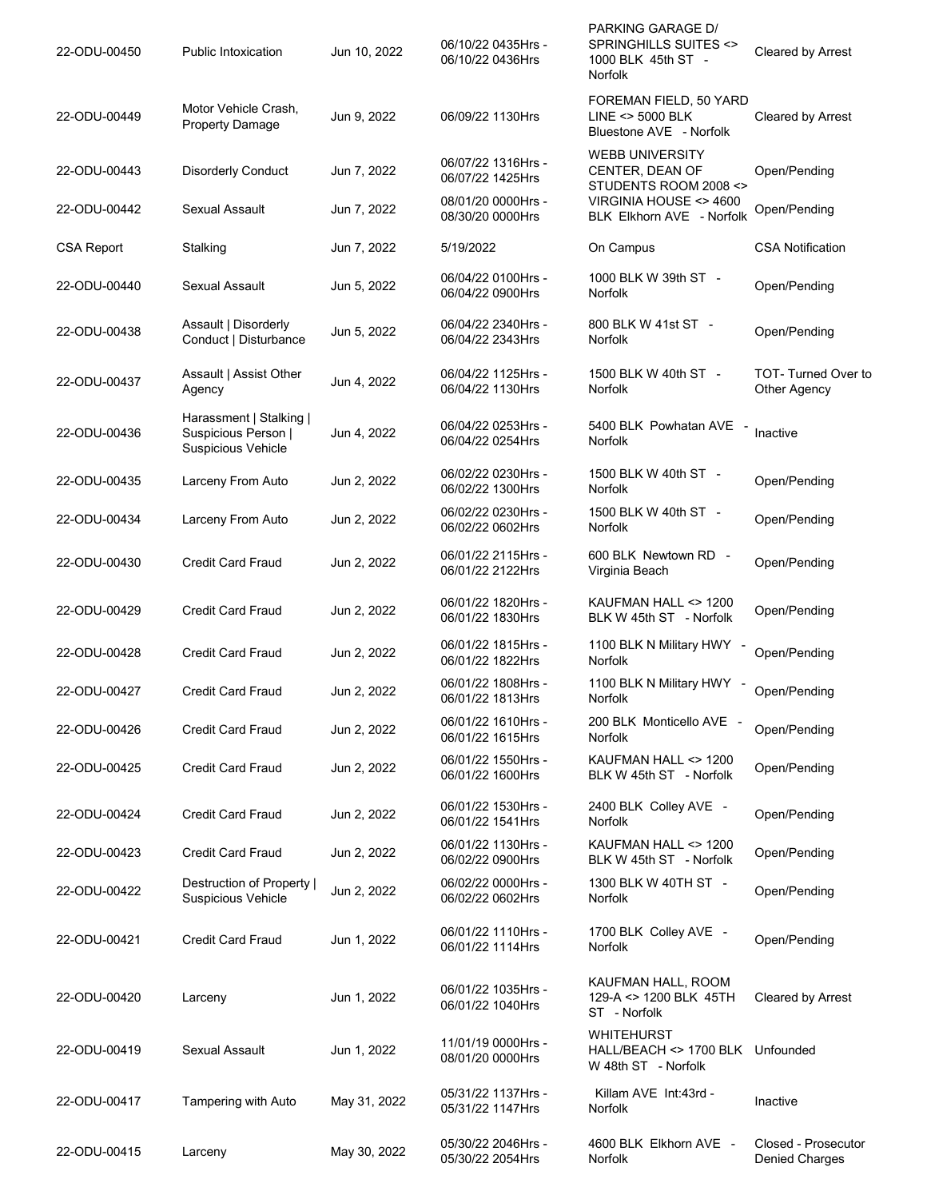| | | | | | |
|---|---|---|---|---|---|
| 22-ODU-00450 | Public Intoxication | Jun 10, 2022 | 06/10/22 0435Hrs - 06/10/22 0436Hrs | PARKING GARAGE D/ SPRINGHILLS SUITES <> 1000 BLK 45th ST - Norfolk | Cleared by Arrest |
| 22-ODU-00449 | Motor Vehicle Crash, Property Damage | Jun 9, 2022 | 06/09/22 1130Hrs | FOREMAN FIELD, 50 YARD LINE <> 5000 BLK Bluestone AVE - Norfolk | Cleared by Arrest |
| 22-ODU-00443 | Disorderly Conduct | Jun 7, 2022 | 06/07/22 1316Hrs - 06/07/22 1425Hrs | WEBB UNIVERSITY CENTER, DEAN OF STUDENTS ROOM 2008 <> | Open/Pending |
| 22-ODU-00442 | Sexual Assault | Jun 7, 2022 | 08/01/20 0000Hrs - 08/30/20 0000Hrs | VIRGINIA HOUSE <> 4600 BLK Elkhorn AVE - Norfolk | Open/Pending |
| CSA Report | Stalking | Jun 7, 2022 | 5/19/2022 | On Campus | CSA Notification |
| 22-ODU-00440 | Sexual Assault | Jun 5, 2022 | 06/04/22 0100Hrs - 06/04/22 0900Hrs | 1000 BLK W 39th ST - Norfolk | Open/Pending |
| 22-ODU-00438 | Assault \| Disorderly Conduct \| Disturbance | Jun 5, 2022 | 06/04/22 2340Hrs - 06/04/22 2343Hrs | 800 BLK W 41st ST - Norfolk | Open/Pending |
| 22-ODU-00437 | Assault \| Assist Other Agency | Jun 4, 2022 | 06/04/22 1125Hrs - 06/04/22 1130Hrs | 1500 BLK W 40th ST - Norfolk | TOT- Turned Over to Other Agency |
| 22-ODU-00436 | Harassment \| Stalking \| Suspicious Person \| Suspicious Vehicle | Jun 4, 2022 | 06/04/22 0253Hrs - 06/04/22 0254Hrs | 5400 BLK Powhatan AVE - Norfolk | Inactive |
| 22-ODU-00435 | Larceny From Auto | Jun 2, 2022 | 06/02/22 0230Hrs - 06/02/22 1300Hrs | 1500 BLK W 40th ST - Norfolk | Open/Pending |
| 22-ODU-00434 | Larceny From Auto | Jun 2, 2022 | 06/02/22 0230Hrs - 06/02/22 0602Hrs | 1500 BLK W 40th ST - Norfolk | Open/Pending |
| 22-ODU-00430 | Credit Card Fraud | Jun 2, 2022 | 06/01/22 2115Hrs - 06/01/22 2122Hrs | 600 BLK Newtown RD - Virginia Beach | Open/Pending |
| 22-ODU-00429 | Credit Card Fraud | Jun 2, 2022 | 06/01/22 1820Hrs - 06/01/22 1830Hrs | KAUFMAN HALL <> 1200 BLK W 45th ST - Norfolk | Open/Pending |
| 22-ODU-00428 | Credit Card Fraud | Jun 2, 2022 | 06/01/22 1815Hrs - 06/01/22 1822Hrs | 1100 BLK N Military HWY - Norfolk | Open/Pending |
| 22-ODU-00427 | Credit Card Fraud | Jun 2, 2022 | 06/01/22 1808Hrs - 06/01/22 1813Hrs | 1100 BLK N Military HWY - Norfolk | Open/Pending |
| 22-ODU-00426 | Credit Card Fraud | Jun 2, 2022 | 06/01/22 1610Hrs - 06/01/22 1615Hrs | 200 BLK Monticello AVE - Norfolk | Open/Pending |
| 22-ODU-00425 | Credit Card Fraud | Jun 2, 2022 | 06/01/22 1550Hrs - 06/01/22 1600Hrs | KAUFMAN HALL <> 1200 BLK W 45th ST - Norfolk | Open/Pending |
| 22-ODU-00424 | Credit Card Fraud | Jun 2, 2022 | 06/01/22 1530Hrs - 06/01/22 1541Hrs | 2400 BLK Colley AVE - Norfolk | Open/Pending |
| 22-ODU-00423 | Credit Card Fraud | Jun 2, 2022 | 06/01/22 1130Hrs - 06/02/22 0900Hrs | KAUFMAN HALL <> 1200 BLK W 45th ST - Norfolk | Open/Pending |
| 22-ODU-00422 | Destruction of Property \| Suspicious Vehicle | Jun 2, 2022 | 06/02/22 0000Hrs - 06/02/22 0602Hrs | 1300 BLK W 40TH ST - Norfolk | Open/Pending |
| 22-ODU-00421 | Credit Card Fraud | Jun 1, 2022 | 06/01/22 1110Hrs - 06/01/22 1114Hrs | 1700 BLK Colley AVE - Norfolk | Open/Pending |
| 22-ODU-00420 | Larceny | Jun 1, 2022 | 06/01/22 1035Hrs - 06/01/22 1040Hrs | KAUFMAN HALL, ROOM 129-A <> 1200 BLK 45TH ST - Norfolk | Cleared by Arrest |
| 22-ODU-00419 | Sexual Assault | Jun 1, 2022 | 11/01/19 0000Hrs - 08/01/20 0000Hrs | WHITEHURST HALL/BEACH <> 1700 BLK W 48th ST - Norfolk | Unfounded |
| 22-ODU-00417 | Tampering with Auto | May 31, 2022 | 05/31/22 1137Hrs - 05/31/22 1147Hrs | Killam AVE Int:43rd - Norfolk | Inactive |
| 22-ODU-00415 | Larceny | May 30, 2022 | 05/30/22 2046Hrs - 05/30/22 2054Hrs | 4600 BLK Elkhorn AVE - Norfolk | Closed - Prosecutor Denied Charges |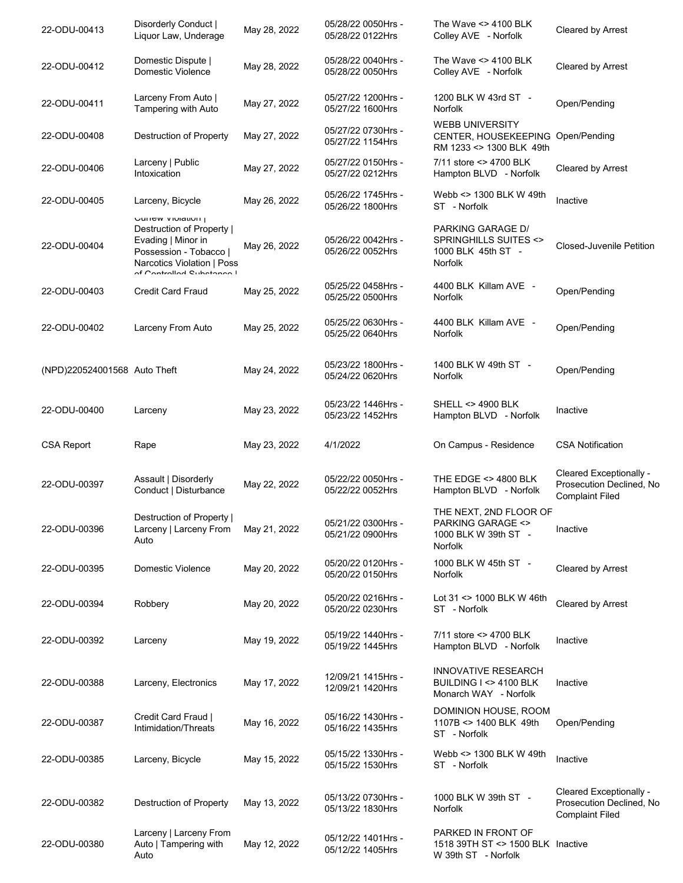| | | | | | |
|---|---|---|---|---|---|
| 22-ODU-00413 | Disorderly Conduct \| Liquor Law, Underage | May 28, 2022 | 05/28/22 0050Hrs - 05/28/22 0122Hrs | The Wave <> 4100 BLK Colley AVE - Norfolk | Cleared by Arrest |
| 22-ODU-00412 | Domestic Dispute \| Domestic Violence | May 28, 2022 | 05/28/22 0040Hrs - 05/28/22 0050Hrs | The Wave <> 4100 BLK Colley AVE - Norfolk | Cleared by Arrest |
| 22-ODU-00411 | Larceny From Auto \| Tampering with Auto | May 27, 2022 | 05/27/22 1200Hrs - 05/27/22 1600Hrs | 1200 BLK W 43rd ST - Norfolk | Open/Pending |
| 22-ODU-00408 | Destruction of Property | May 27, 2022 | 05/27/22 0730Hrs - 05/27/22 1154Hrs | WEBB UNIVERSITY CENTER, HOUSEKEEPING RM 1233 <> 1300 BLK 49th | Open/Pending |
| 22-ODU-00406 | Larceny \| Public Intoxication | May 27, 2022 | 05/27/22 0150Hrs - 05/27/22 0212Hrs | 7/11 store <> 4700 BLK Hampton BLVD - Norfolk | Cleared by Arrest |
| 22-ODU-00405 | Larceny, Bicycle | May 26, 2022 | 05/26/22 1745Hrs - 05/26/22 1800Hrs | Webb <> 1300 BLK W 49th ST - Norfolk | Inactive |
| 22-ODU-00404 | Curfew Violation \| Destruction of Property \| Evading \| Minor in Possession - Tobacco \| Narcotics Violation \| Poss of Controlled Substance \| | May 26, 2022 | 05/26/22 0042Hrs - 05/26/22 0052Hrs | PARKING GARAGE D/ SPRINGHILLS SUITES <> 1000 BLK 45th ST - Norfolk | Closed-Juvenile Petition |
| 22-ODU-00403 | Credit Card Fraud | May 25, 2022 | 05/25/22 0458Hrs - 05/25/22 0500Hrs | 4400 BLK Killam AVE - Norfolk | Open/Pending |
| 22-ODU-00402 | Larceny From Auto | May 25, 2022 | 05/25/22 0630Hrs - 05/25/22 0640Hrs | 4400 BLK Killam AVE - Norfolk | Open/Pending |
| (NPD)220524001568 | Auto Theft | May 24, 2022 | 05/23/22 1800Hrs - 05/24/22 0620Hrs | 1400 BLK W 49th ST - Norfolk | Open/Pending |
| 22-ODU-00400 | Larceny | May 23, 2022 | 05/23/22 1446Hrs - 05/23/22 1452Hrs | SHELL <> 4900 BLK Hampton BLVD - Norfolk | Inactive |
| CSA Report | Rape | May 23, 2022 | 4/1/2022 | On Campus - Residence | CSA Notification |
| 22-ODU-00397 | Assault \| Disorderly Conduct \| Disturbance | May 22, 2022 | 05/22/22 0050Hrs - 05/22/22 0052Hrs | THE EDGE <> 4800 BLK Hampton BLVD - Norfolk | Cleared Exceptionally - Prosecution Declined, No Complaint Filed |
| 22-ODU-00396 | Destruction of Property \| Larceny \| Larceny From Auto | May 21, 2022 | 05/21/22 0300Hrs - 05/21/22 0900Hrs | THE NEXT, 2ND FLOOR OF PARKING GARAGE <> 1000 BLK W 39th ST - Norfolk | Inactive |
| 22-ODU-00395 | Domestic Violence | May 20, 2022 | 05/20/22 0120Hrs - 05/20/22 0150Hrs | 1000 BLK W 45th ST - Norfolk | Cleared by Arrest |
| 22-ODU-00394 | Robbery | May 20, 2022 | 05/20/22 0216Hrs - 05/20/22 0230Hrs | Lot 31 <> 1000 BLK W 46th ST - Norfolk | Cleared by Arrest |
| 22-ODU-00392 | Larceny | May 19, 2022 | 05/19/22 1440Hrs - 05/19/22 1445Hrs | 7/11 store <> 4700 BLK Hampton BLVD - Norfolk | Inactive |
| 22-ODU-00388 | Larceny, Electronics | May 17, 2022 | 12/09/21 1415Hrs - 12/09/21 1420Hrs | INNOVATIVE RESEARCH BUILDING I <> 4100 BLK Monarch WAY - Norfolk | Inactive |
| 22-ODU-00387 | Credit Card Fraud \| Intimidation/Threats | May 16, 2022 | 05/16/22 1430Hrs - 05/16/22 1435Hrs | DOMINION HOUSE, ROOM 1107B <> 1400 BLK 49th ST - Norfolk | Open/Pending |
| 22-ODU-00385 | Larceny, Bicycle | May 15, 2022 | 05/15/22 1330Hrs - 05/15/22 1530Hrs | Webb <> 1300 BLK W 49th ST - Norfolk | Inactive |
| 22-ODU-00382 | Destruction of Property | May 13, 2022 | 05/13/22 0730Hrs - 05/13/22 1830Hrs | 1000 BLK W 39th ST - Norfolk | Cleared Exceptionally - Prosecution Declined, No Complaint Filed |
| 22-ODU-00380 | Larceny \| Larceny From Auto \| Tampering with Auto | May 12, 2022 | 05/12/22 1401Hrs - 05/12/22 1405Hrs | PARKED IN FRONT OF 1518 39TH ST <> 1500 BLK W 39th ST - Norfolk | Inactive |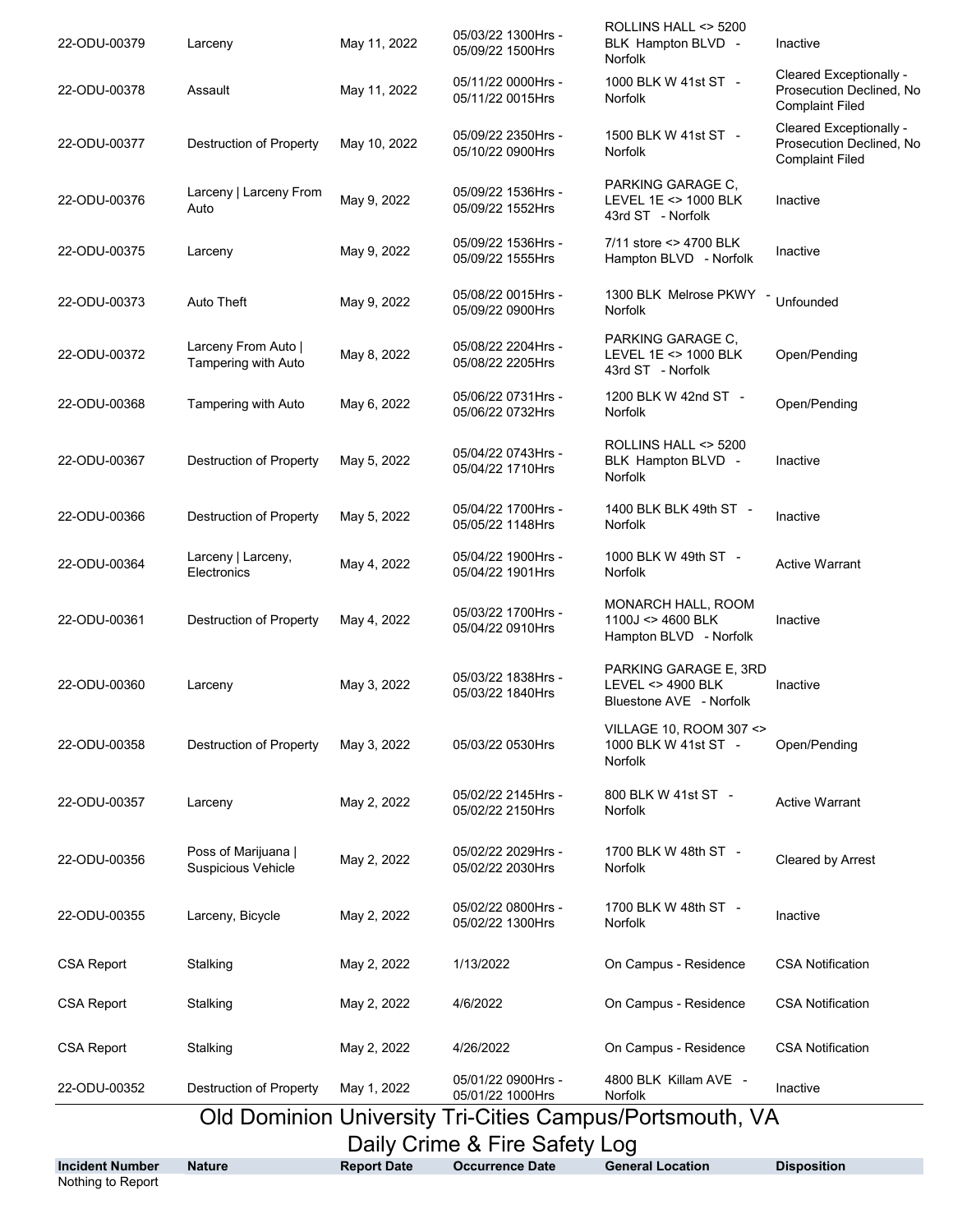| 22-ODU-00379 | Larceny | May 11, 2022 | 05/03/22 1300Hrs - 05/09/22 1500Hrs | ROLLINS HALL <> 5200 BLK Hampton BLVD - Norfolk | Inactive |
|---|---|---|---|---|---|
| 22-ODU-00378 | Assault | May 11, 2022 | 05/11/22 0000Hrs - 05/11/22 0015Hrs | 1000 BLK W 41st ST - Norfolk | Cleared Exceptionally - Prosecution Declined, No Complaint Filed |
| 22-ODU-00377 | Destruction of Property | May 10, 2022 | 05/09/22 2350Hrs - 05/10/22 0900Hrs | 1500 BLK W 41st ST - Norfolk | Cleared Exceptionally - Prosecution Declined, No Complaint Filed |
| 22-ODU-00376 | Larceny \| Larceny From Auto | May 9, 2022 | 05/09/22 1536Hrs - 05/09/22 1552Hrs | PARKING GARAGE C, LEVEL 1E <> 1000 BLK 43rd ST - Norfolk | Inactive |
| 22-ODU-00375 | Larceny | May 9, 2022 | 05/09/22 1536Hrs - 05/09/22 1555Hrs | 7/11 store <> 4700 BLK Hampton BLVD - Norfolk | Inactive |
| 22-ODU-00373 | Auto Theft | May 9, 2022 | 05/08/22 0015Hrs - 05/09/22 0900Hrs | 1300 BLK Melrose PKWY - Norfolk | Unfounded |
| 22-ODU-00372 | Larceny From Auto \| Tampering with Auto | May 8, 2022 | 05/08/22 2204Hrs - 05/08/22 2205Hrs | PARKING GARAGE C, LEVEL 1E <> 1000 BLK 43rd ST - Norfolk | Open/Pending |
| 22-ODU-00368 | Tampering with Auto | May 6, 2022 | 05/06/22 0731Hrs - 05/06/22 0732Hrs | 1200 BLK W 42nd ST - Norfolk | Open/Pending |
| 22-ODU-00367 | Destruction of Property | May 5, 2022 | 05/04/22 0743Hrs - 05/04/22 1710Hrs | ROLLINS HALL <> 5200 BLK Hampton BLVD - Norfolk | Inactive |
| 22-ODU-00366 | Destruction of Property | May 5, 2022 | 05/04/22 1700Hrs - 05/05/22 1148Hrs | 1400 BLK BLK 49th ST - Norfolk | Inactive |
| 22-ODU-00364 | Larceny \| Larceny, Electronics | May 4, 2022 | 05/04/22 1900Hrs - 05/04/22 1901Hrs | 1000 BLK W 49th ST - Norfolk | Active Warrant |
| 22-ODU-00361 | Destruction of Property | May 4, 2022 | 05/03/22 1700Hrs - 05/04/22 0910Hrs | MONARCH HALL, ROOM 1100J <> 4600 BLK Hampton BLVD - Norfolk | Inactive |
| 22-ODU-00360 | Larceny | May 3, 2022 | 05/03/22 1838Hrs - 05/03/22 1840Hrs | PARKING GARAGE E, 3RD LEVEL <> 4900 BLK Bluestone AVE - Norfolk | Inactive |
| 22-ODU-00358 | Destruction of Property | May 3, 2022 | 05/03/22 0530Hrs | VILLAGE 10, ROOM 307 <> 1000 BLK W 41st ST - Norfolk | Open/Pending |
| 22-ODU-00357 | Larceny | May 2, 2022 | 05/02/22 2145Hrs - 05/02/22 2150Hrs | 800 BLK W 41st ST - Norfolk | Active Warrant |
| 22-ODU-00356 | Poss of Marijuana \| Suspicious Vehicle | May 2, 2022 | 05/02/22 2029Hrs - 05/02/22 2030Hrs | 1700 BLK W 48th ST - Norfolk | Cleared by Arrest |
| 22-ODU-00355 | Larceny, Bicycle | May 2, 2022 | 05/02/22 0800Hrs - 05/02/22 1300Hrs | 1700 BLK W 48th ST - Norfolk | Inactive |
| CSA Report | Stalking | May 2, 2022 | 1/13/2022 | On Campus - Residence | CSA Notification |
| CSA Report | Stalking | May 2, 2022 | 4/6/2022 | On Campus - Residence | CSA Notification |
| CSA Report | Stalking | May 2, 2022 | 4/26/2022 | On Campus - Residence | CSA Notification |
| 22-ODU-00352 | Destruction of Property | May 1, 2022 | 05/01/22 0900Hrs - 05/01/22 1000Hrs | 4800 BLK Killam AVE - Norfolk | Inactive |

# Old Dominion University Tri-Cities Campus/Portsmouth, VA

## Daily Crime & Fire Safety Log

| Incident Number | Nature | Report Date | Occurrence Date | General Location | Disposition |
|---|---|---|---|---|---|
| Nothing to Report | | | | | |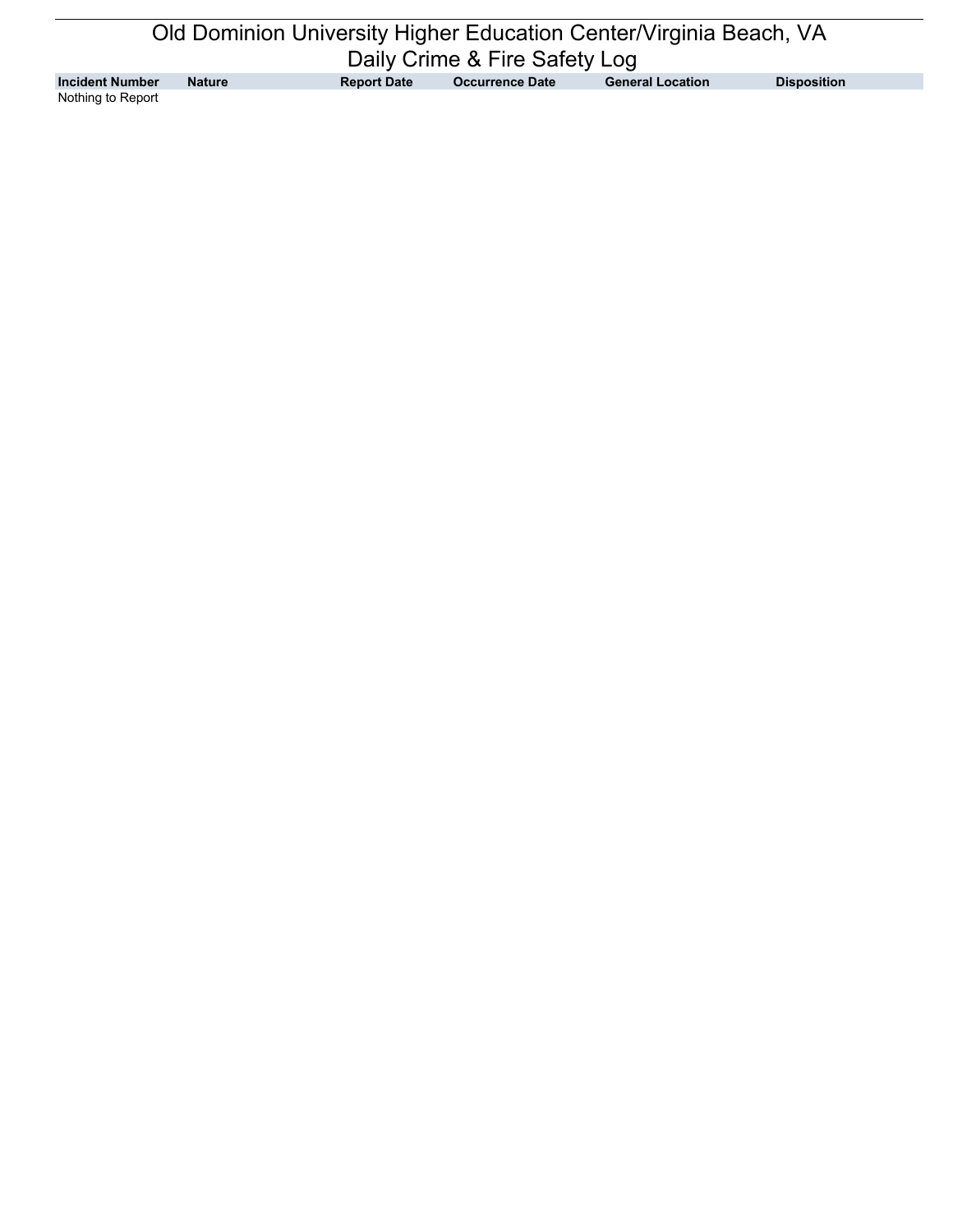# Old Dominion University Higher Education Center/Virginia Beach, VA

## Daily Crime & Fire Safety Log

| Incident Number | Nature | Report Date | Occurrence Date | General Location | Disposition |
|---|---|---|---|---|---|
| Nothing to Report | | | | | |